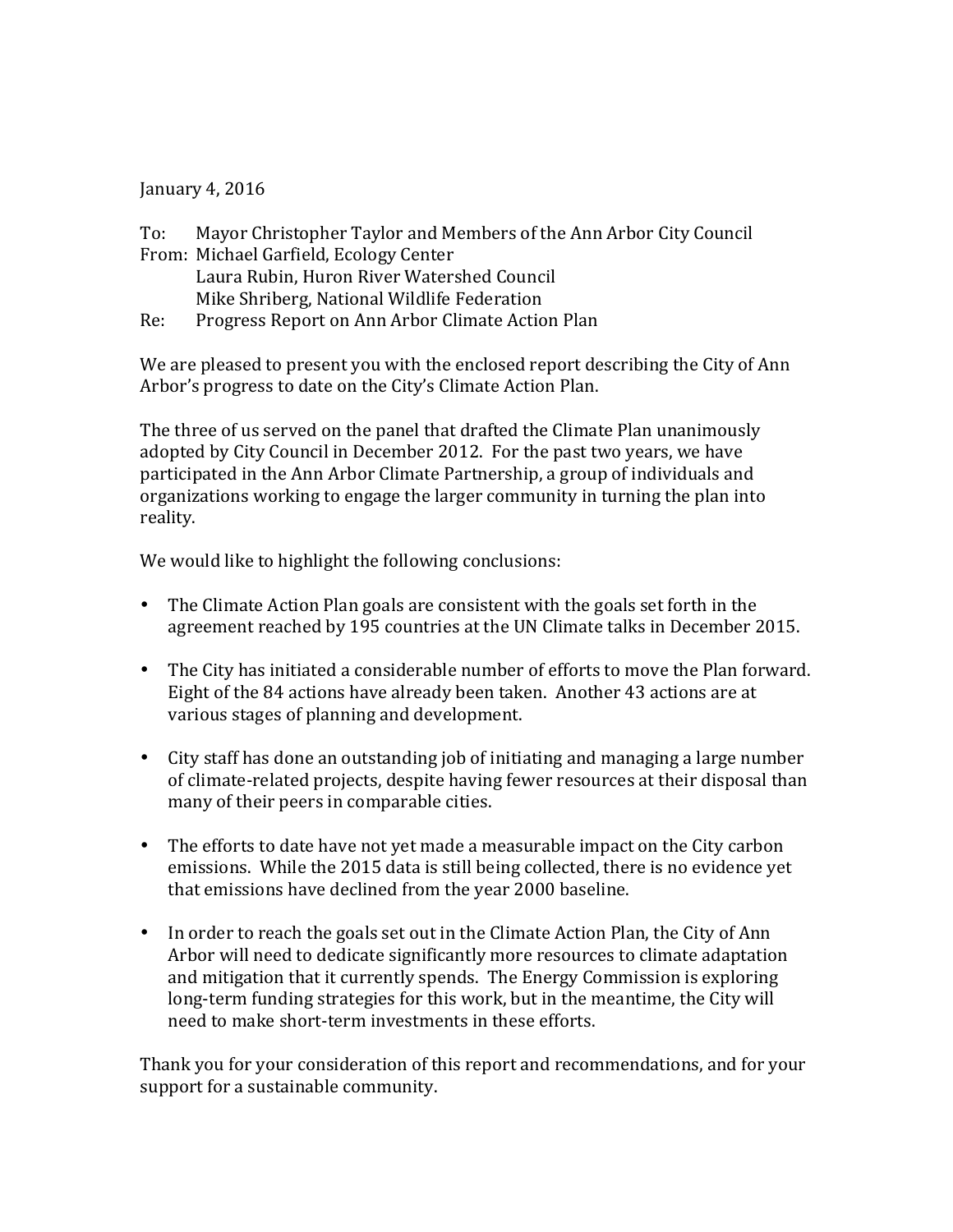January 4, 2016

To: Mayor Christopher Taylor and Members of the Ann Arbor City Council  
From: Michael Garfield, Ecology Center  
Laura Rubin, Huron River Watershed Council  
Mike Shriberg, National Wildlife Federation  
Re: Progress Report on Ann Arbor Climate Action Plan

We are pleased to present you with the enclosed report describing the City of Ann Arbor's progress to date on the City's Climate Action Plan.

The three of us served on the panel that drafted the Climate Plan unanimously adopted by City Council in December 2012. For the past two years, we have participated in the Ann Arbor Climate Partnership, a group of individuals and organizations working to engage the larger community in turning the plan into reality.

We would like to highlight the following conclusions:

- The Climate Action Plan goals are consistent with the goals set forth in the agreement reached by 195 countries at the UN Climate talks in December 2015.

- The City has initiated a considerable number of efforts to move the Plan forward. Eight of the 84 actions have already been taken. Another 43 actions are at various stages of planning and development.

- City staff has done an outstanding job of initiating and managing a large number of climate-related projects, despite having fewer resources at their disposal than many of their peers in comparable cities.

- The efforts to date have not yet made a measurable impact on the City carbon emissions. While the 2015 data is still being collected, there is no evidence yet that emissions have declined from the year 2000 baseline.

- In order to reach the goals set out in the Climate Action Plan, the City of Ann Arbor will need to dedicate significantly more resources to climate adaptation and mitigation that it currently spends. The Energy Commission is exploring long-term funding strategies for this work, but in the meantime, the City will need to make short-term investments in these efforts.

Thank you for your consideration of this report and recommendations, and for your support for a sustainable community.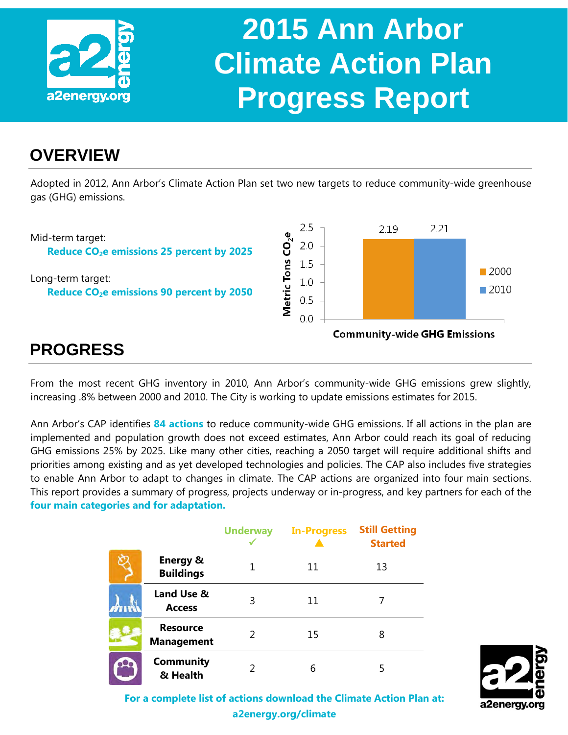# 2015 Ann Arbor Climate Action Plan Progress Report

## OVERVIEW

Adopted in 2012, Ann Arbor's Climate Action Plan set two new targets to reduce community-wide greenhouse gas (GHG) emissions.

Mid-term target:
**Reduce $CO_2$e emissions 25 percent by 2025**

Long-term target:
**Reduce $CO_2$e emissions 90 percent by 2050**

Community-wide GHG Emissions (Metric Tons $CO_2$e)

| Year | Emissions |
|---|---|
| 2000 | 2.19 |
| 2010 | 2.21 |

## PROGRESS

From the most recent GHG inventory in 2010, Ann Arbor's community-wide GHG emissions grew slightly, increasing .8% between 2000 and 2010. The City is working to update emissions estimates for 2015.

Ann Arbor's CAP identifies **84 actions** to reduce community-wide GHG emissions. If all actions in the plan are implemented and population growth does not exceed estimates, Ann Arbor could reach its goal of reducing GHG emissions 25% by 2025. Like many other cities, reaching a 2050 target will require additional shifts and priorities among existing and as yet developed technologies and policies. The CAP also includes five strategies to enable Ann Arbor to adapt to changes in climate. The CAP actions are organized into four main sections. This report provides a summary of progress, projects underway or in-progress, and key partners for each of the **four main categories and for adaptation.**

| | Underway ✓ | In-Progress ▲ | Still Getting Started |
|---|---|---|---|
| Energy & Buildings | 1 | 11 | 13 |
| Land Use & Access | 3 | 11 | 7 |
| Resource Management | 2 | 15 | 8 |
| Community & Health | 2 | 6 | 5 |

**For a complete list of actions download the Climate Action Plan at: a2energy.org/climate**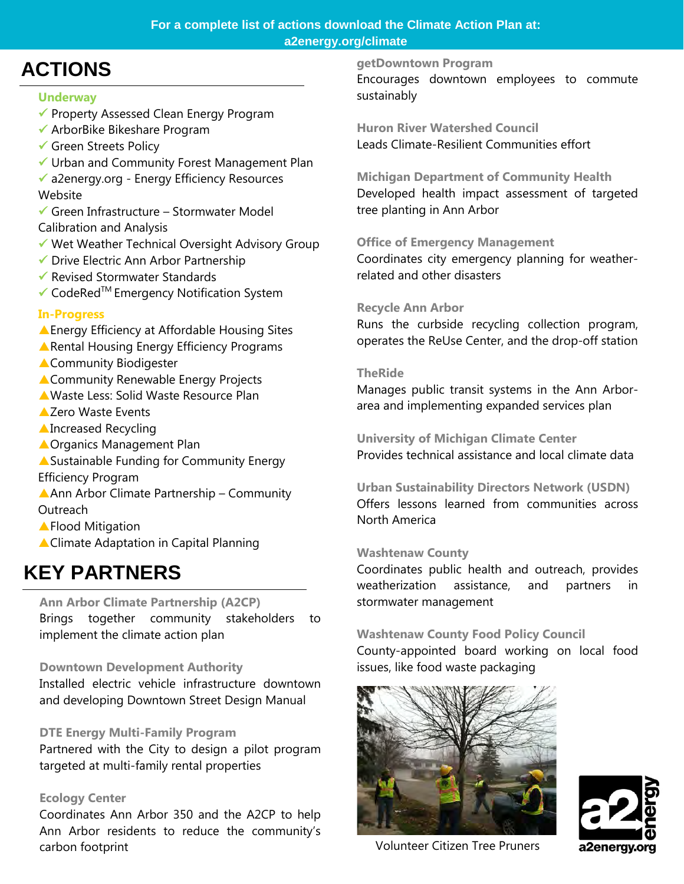For a complete list of actions download the Climate Action Plan at: a2energy.org/climate

# ACTIONS

### Underway

- ✓ Property Assessed Clean Energy Program
- ✓ ArborBike Bikeshare Program
- ✓ Green Streets Policy
- ✓ Urban and Community Forest Management Plan
- ✓ a2energy.org - Energy Efficiency Resources Website
- ✓ Green Infrastructure – Stormwater Model Calibration and Analysis
- ✓ Wet Weather Technical Oversight Advisory Group
- ✓ Drive Electric Ann Arbor Partnership
- ✓ Revised Stormwater Standards
- ✓ CodeRed™ Emergency Notification System

### In-Progress

- ▲Energy Efficiency at Affordable Housing Sites
- ▲Rental Housing Energy Efficiency Programs
- ▲Community Biodigester
- ▲Community Renewable Energy Projects
- ▲Waste Less: Solid Waste Resource Plan
- ▲Zero Waste Events
- ▲Increased Recycling
- ▲Organics Management Plan
- ▲Sustainable Funding for Community Energy Efficiency Program
- ▲Ann Arbor Climate Partnership – Community Outreach
- ▲Flood Mitigation
- ▲Climate Adaptation in Capital Planning

# KEY PARTNERS

**Ann Arbor Climate Partnership (A2CP)**
Brings together community stakeholders to implement the climate action plan

**Downtown Development Authority**
Installed electric vehicle infrastructure downtown and developing Downtown Street Design Manual

**DTE Energy Multi-Family Program**
Partnered with the City to design a pilot program targeted at multi-family rental properties

**Ecology Center**
Coordinates Ann Arbor 350 and the A2CP to help Ann Arbor residents to reduce the community's carbon footprint

**getDowntown Program**
Encourages downtown employees to commute sustainably

**Huron River Watershed Council**
Leads Climate-Resilient Communities effort

**Michigan Department of Community Health**
Developed health impact assessment of targeted tree planting in Ann Arbor

**Office of Emergency Management**
Coordinates city emergency planning for weather-related and other disasters

**Recycle Ann Arbor**
Runs the curbside recycling collection program, operates the ReUse Center, and the drop-off station

**TheRide**
Manages public transit systems in the Ann Arbor-area and implementing expanded services plan

**University of Michigan Climate Center**
Provides technical assistance and local climate data

**Urban Sustainability Directors Network (USDN)**
Offers lessons learned from communities across North America

**Washtenaw County**
Coordinates public health and outreach, provides weatherization assistance, and partners in stormwater management

**Washtenaw County Food Policy Council**
County-appointed board working on local food issues, like food waste packaging

Volunteer Citizen Tree Pruners

a2energy.org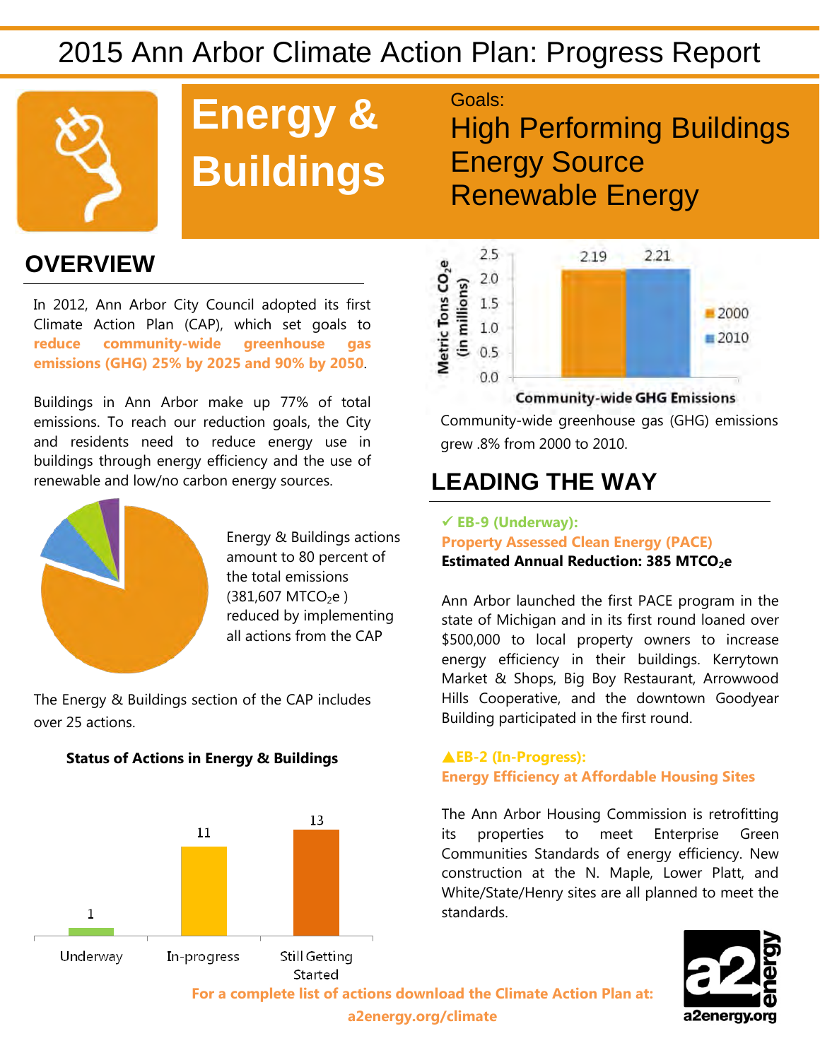# 2015 Ann Arbor Climate Action Plan: Progress Report

# Energy & Buildings

Goals:
High Performing Buildings
Energy Source
Renewable Energy

## OVERVIEW

In 2012, Ann Arbor City Council adopted its first Climate Action Plan (CAP), which set goals to **reduce community-wide greenhouse gas emissions (GHG) 25% by 2025 and 90% by 2050**.

Buildings in Ann Arbor make up 77% of total emissions. To reach our reduction goals, the City and residents need to reduce energy use in buildings through energy efficiency and the use of renewable and low/no carbon energy sources.

Energy & Buildings actions amount to 80 percent of the total emissions (381,607 $MTCO_2e$ ) reduced by implementing all actions from the CAP

The Energy & Buildings section of the CAP includes over 25 actions.

**Status of Actions in Energy & Buildings**

| Status | Number of Actions |
|---|---|
| Underway | 1 |
| In-progress | 11 |
| Still Getting Started | 13 |

**Community-wide GHG Emissions**

| Year | Metric Tons $CO_2e$ (in millions) |
|---|---|
| 2000 | 2.19 |
| 2010 | 2.21 |

Community-wide greenhouse gas (GHG) emissions grew .8% from 2000 to 2010.

## LEADING THE WAY

**✓ EB-9 (Underway):**
**Property Assessed Clean Energy (PACE)**
**Estimated Annual Reduction: 385 $MTCO_2e$**

Ann Arbor launched the first PACE program in the state of Michigan and in its first round loaned over $500,000 to local property owners to increase energy efficiency in their buildings. Kerrytown Market & Shops, Big Boy Restaurant, Arrowwood Hills Cooperative, and the downtown Goodyear Building participated in the first round.

**▲EB-2 (In-Progress):**
**Energy Efficiency at Affordable Housing Sites**

The Ann Arbor Housing Commission is retrofitting its properties to meet Enterprise Green Communities Standards of energy efficiency. New construction at the N. Maple, Lower Platt, and White/State/Henry sites are all planned to meet the standards.

**For a complete list of actions download the Climate Action Plan at: a2energy.org/climate**

a2energy.org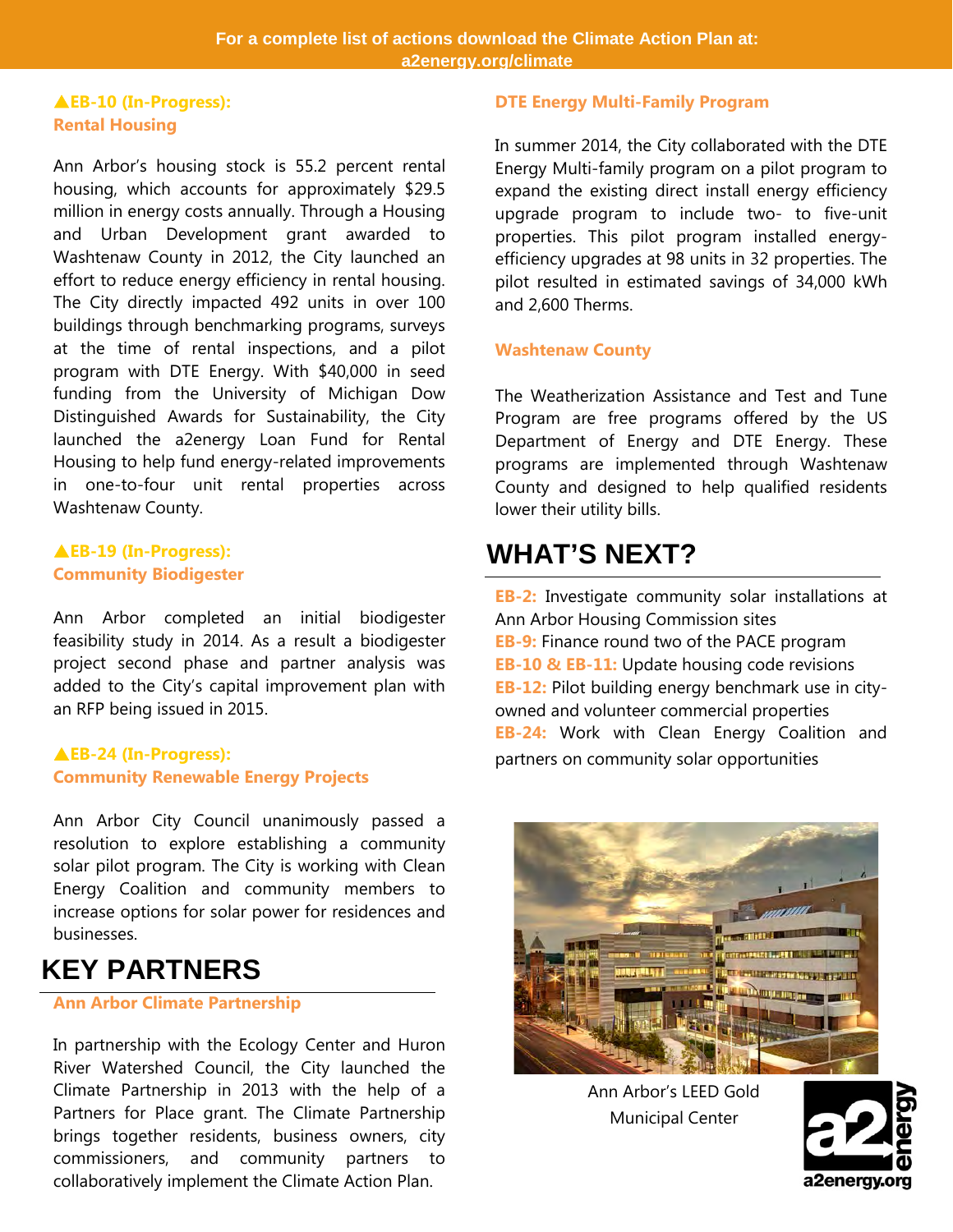For a complete list of actions download the Climate Action Plan at: a2energy.org/climate

### ▲EB-10 (In-Progress): Rental Housing

Ann Arbor's housing stock is 55.2 percent rental housing, which accounts for approximately $29.5 million in energy costs annually. Through a Housing and Urban Development grant awarded to Washtenaw County in 2012, the City launched an effort to reduce energy efficiency in rental housing. The City directly impacted 492 units in over 100 buildings through benchmarking programs, surveys at the time of rental inspections, and a pilot program with DTE Energy. With $40,000 in seed funding from the University of Michigan Dow Distinguished Awards for Sustainability, the City launched the a2energy Loan Fund for Rental Housing to help fund energy-related improvements in one-to-four unit rental properties across Washtenaw County.

### ▲EB-19 (In-Progress): Community Biodigester

Ann Arbor completed an initial biodigester feasibility study in 2014. As a result a biodigester project second phase and partner analysis was added to the City's capital improvement plan with an RFP being issued in 2015.

### ▲EB-24 (In-Progress): Community Renewable Energy Projects

Ann Arbor City Council unanimously passed a resolution to explore establishing a community solar pilot program. The City is working with Clean Energy Coalition and community members to increase options for solar power for residences and businesses.

## KEY PARTNERS

### Ann Arbor Climate Partnership

In partnership with the Ecology Center and Huron River Watershed Council, the City launched the Climate Partnership in 2013 with the help of a Partners for Place grant. The Climate Partnership brings together residents, business owners, city commissioners, and community partners to collaboratively implement the Climate Action Plan.

### DTE Energy Multi-Family Program

In summer 2014, the City collaborated with the DTE Energy Multi-family program on a pilot program to expand the existing direct install energy efficiency upgrade program to include two- to five-unit properties. This pilot program installed energy-efficiency upgrades at 98 units in 32 properties. The pilot resulted in estimated savings of 34,000 kWh and 2,600 Therms.

### Washtenaw County

The Weatherization Assistance and Test and Tune Program are free programs offered by the US Department of Energy and DTE Energy. These programs are implemented through Washtenaw County and designed to help qualified residents lower their utility bills.

## WHAT'S NEXT?

**EB-2:** Investigate community solar installations at Ann Arbor Housing Commission sites
**EB-9:** Finance round two of the PACE program
**EB-10 & EB-11:** Update housing code revisions
**EB-12:** Pilot building energy benchmark use in city-owned and volunteer commercial properties
**EB-24:** Work with Clean Energy Coalition and partners on community solar opportunities

Ann Arbor's LEED Gold Municipal Center

a2energy.org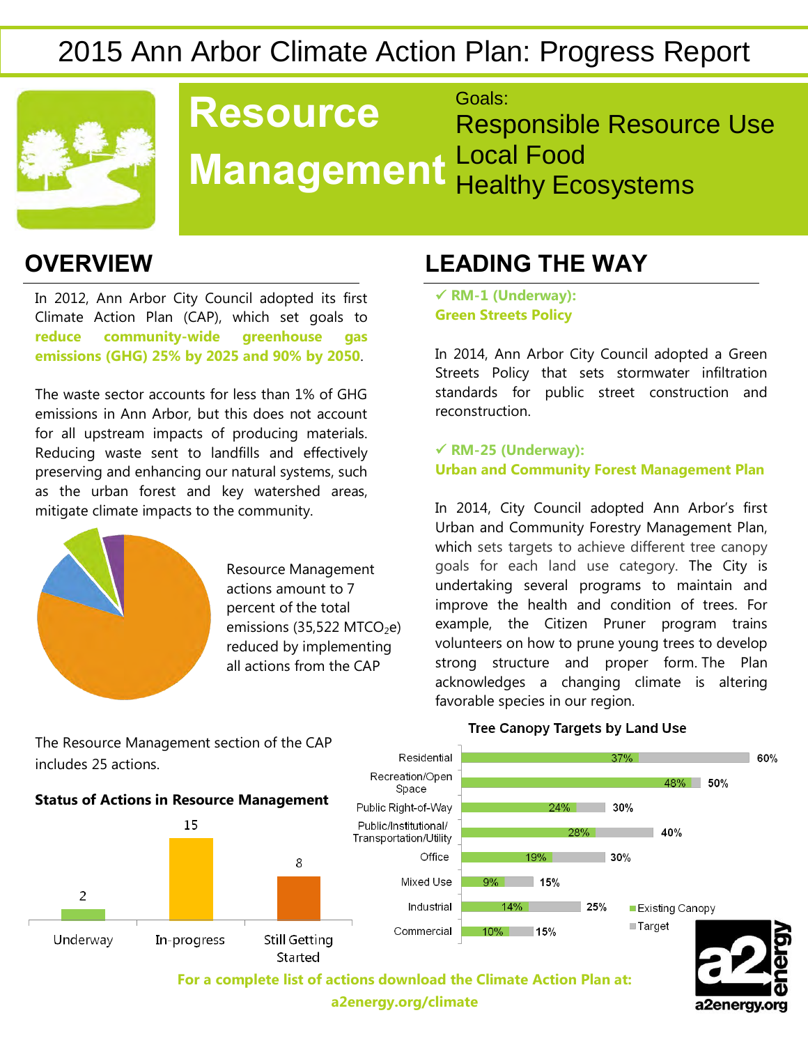# 2015 Ann Arbor Climate Action Plan: Progress Report

# Resource Management

Goals:
Responsible Resource Use
Local Food
Healthy Ecosystems

## OVERVIEW

In 2012, Ann Arbor City Council adopted its first Climate Action Plan (CAP), which set goals to **reduce community-wide greenhouse gas emissions (GHG) 25% by 2025 and 90% by 2050**.

The waste sector accounts for less than 1% of GHG emissions in Ann Arbor, but this does not account for all upstream impacts of producing materials. Reducing waste sent to landfills and effectively preserving and enhancing our natural systems, such as the urban forest and key watershed areas, mitigate climate impacts to the community.

Resource Management actions amount to 7 percent of the total emissions (35,522 $MTCO_2e$) reduced by implementing all actions from the CAP

The Resource Management section of the CAP includes 25 actions.

### Status of Actions in Resource Management

| Status | Number of Actions |
|---|---|
| Underway | 2 |
| In-progress | 15 |
| Still Getting Started | 8 |

## LEADING THE WAY

**✓ RM-1 (Underway): Green Streets Policy**

In 2014, Ann Arbor City Council adopted a Green Streets Policy that sets stormwater infiltration standards for public street construction and reconstruction.

**✓ RM-25 (Underway): Urban and Community Forest Management Plan**

In 2014, City Council adopted Ann Arbor's first Urban and Community Forestry Management Plan, which sets targets to achieve different tree canopy goals for each land use category. The City is undertaking several programs to maintain and improve the health and condition of trees. For example, the Citizen Pruner program trains volunteers on how to prune young trees to develop strong structure and proper form. The Plan acknowledges a changing climate is altering favorable species in our region.

### Tree Canopy Targets by Land Use

| Land Use | Existing Canopy | Target |
|---|---|---|
| Residential | 37% | 60% |
| Recreation/Open Space | 48% | 50% |
| Public Right-of-Way | 24% | 30% |
| Public/Institutional/ Transportation/Utility | 28% | 40% |
| Office | 19% | 30% |
| Mixed Use | 9% | 15% |
| Industrial | 14% | 25% |
| Commercial | 10% | 15% |

**For a complete list of actions download the Climate Action Plan at: a2energy.org/climate**

a2energy.org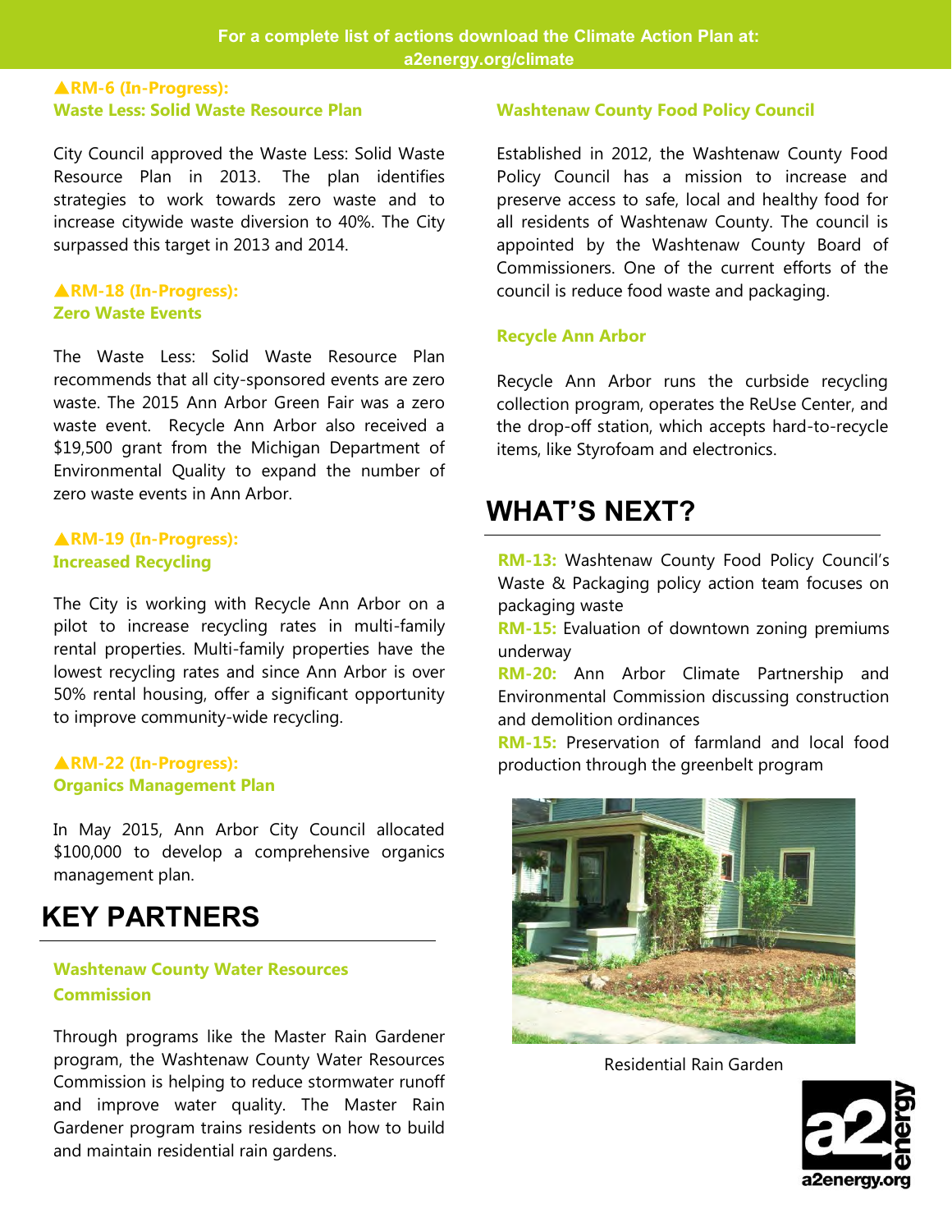For a complete list of actions download the Climate Action Plan at: a2energy.org/climate

### ▲RM-6 (In-Progress): Waste Less: Solid Waste Resource Plan

City Council approved the Waste Less: Solid Waste Resource Plan in 2013. The plan identifies strategies to work towards zero waste and to increase citywide waste diversion to 40%. The City surpassed this target in 2013 and 2014.

### ▲RM-18 (In-Progress): Zero Waste Events

The Waste Less: Solid Waste Resource Plan recommends that all city-sponsored events are zero waste. The 2015 Ann Arbor Green Fair was a zero waste event. Recycle Ann Arbor also received a $19,500 grant from the Michigan Department of Environmental Quality to expand the number of zero waste events in Ann Arbor.

### ▲RM-19 (In-Progress): Increased Recycling

The City is working with Recycle Ann Arbor on a pilot to increase recycling rates in multi-family rental properties. Multi-family properties have the lowest recycling rates and since Ann Arbor is over 50% rental housing, offer a significant opportunity to improve community-wide recycling.

### ▲RM-22 (In-Progress): Organics Management Plan

In May 2015, Ann Arbor City Council allocated $100,000 to develop a comprehensive organics management plan.

## KEY PARTNERS

### Washtenaw County Water Resources Commission

Through programs like the Master Rain Gardener program, the Washtenaw County Water Resources Commission is helping to reduce stormwater runoff and improve water quality. The Master Rain Gardener program trains residents on how to build and maintain residential rain gardens.

### Washtenaw County Food Policy Council

Established in 2012, the Washtenaw County Food Policy Council has a mission to increase and preserve access to safe, local and healthy food for all residents of Washtenaw County. The council is appointed by the Washtenaw County Board of Commissioners. One of the current efforts of the council is reduce food waste and packaging.

### Recycle Ann Arbor

Recycle Ann Arbor runs the curbside recycling collection program, operates the ReUse Center, and the drop-off station, which accepts hard-to-recycle items, like Styrofoam and electronics.

## WHAT'S NEXT?

**RM-13:** Washtenaw County Food Policy Council's Waste & Packaging policy action team focuses on packaging waste

**RM-15:** Evaluation of downtown zoning premiums underway

**RM-20:** Ann Arbor Climate Partnership and Environmental Commission discussing construction and demolition ordinances

**RM-15:** Preservation of farmland and local food production through the greenbelt program

Residential Rain Garden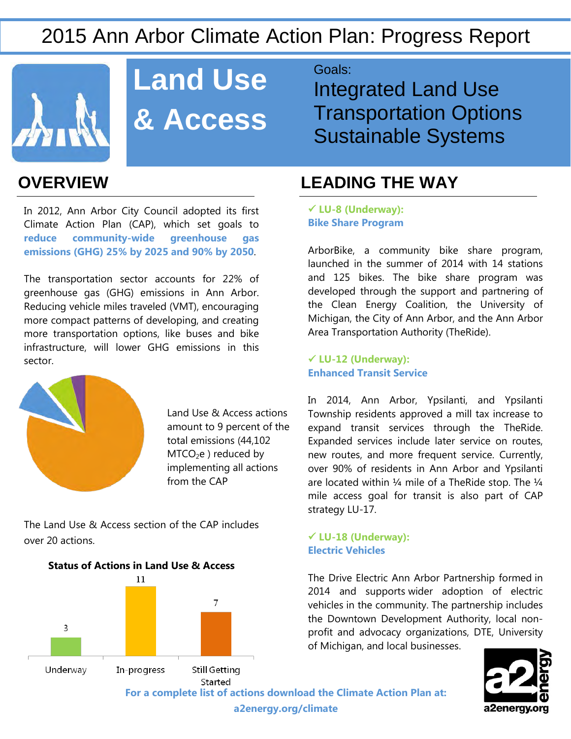# 2015 Ann Arbor Climate Action Plan: Progress Report

# Land Use & Access

Goals:
Integrated Land Use
Transportation Options
Sustainable Systems

## OVERVIEW

In 2012, Ann Arbor City Council adopted its first Climate Action Plan (CAP), which set goals to **reduce community-wide greenhouse gas emissions (GHG) 25% by 2025 and 90% by 2050**.

The transportation sector accounts for 22% of greenhouse gas (GHG) emissions in Ann Arbor. Reducing vehicle miles traveled (VMT), encouraging more compact patterns of developing, and creating more transportation options, like buses and bike infrastructure, will lower GHG emissions in this sector.

Land Use & Access actions amount to 9 percent of the total emissions (44,102 $MTCO_2e$ ) reduced by implementing all actions from the CAP

The Land Use & Access section of the CAP includes over 20 actions.

**Status of Actions in Land Use & Access**

| Underway | In-progress | Still Getting Started |
|---|---|---|
| 3 | 11 | 7 |

## LEADING THE WAY

**✓ LU-8 (Underway): Bike Share Program**

ArborBike, a community bike share program, launched in the summer of 2014 with 14 stations and 125 bikes. The bike share program was developed through the support and partnering of the Clean Energy Coalition, the University of Michigan, the City of Ann Arbor, and the Ann Arbor Area Transportation Authority (TheRide).

**✓ LU-12 (Underway): Enhanced Transit Service**

In 2014, Ann Arbor, Ypsilanti, and Ypsilanti Township residents approved a mill tax increase to expand transit services through the TheRide. Expanded services include later service on routes, new routes, and more frequent service. Currently, over 90% of residents in Ann Arbor and Ypsilanti are located within ¼ mile of a TheRide stop. The ¼ mile access goal for transit is also part of CAP strategy LU-17.

**✓ LU-18 (Underway): Electric Vehicles**

The Drive Electric Ann Arbor Partnership formed in 2014 and supports wider adoption of electric vehicles in the community. The partnership includes the Downtown Development Authority, local non-profit and advocacy organizations, DTE, University of Michigan, and local businesses.

**For a complete list of actions download the Climate Action Plan at: a2energy.org/climate**

a2energy.org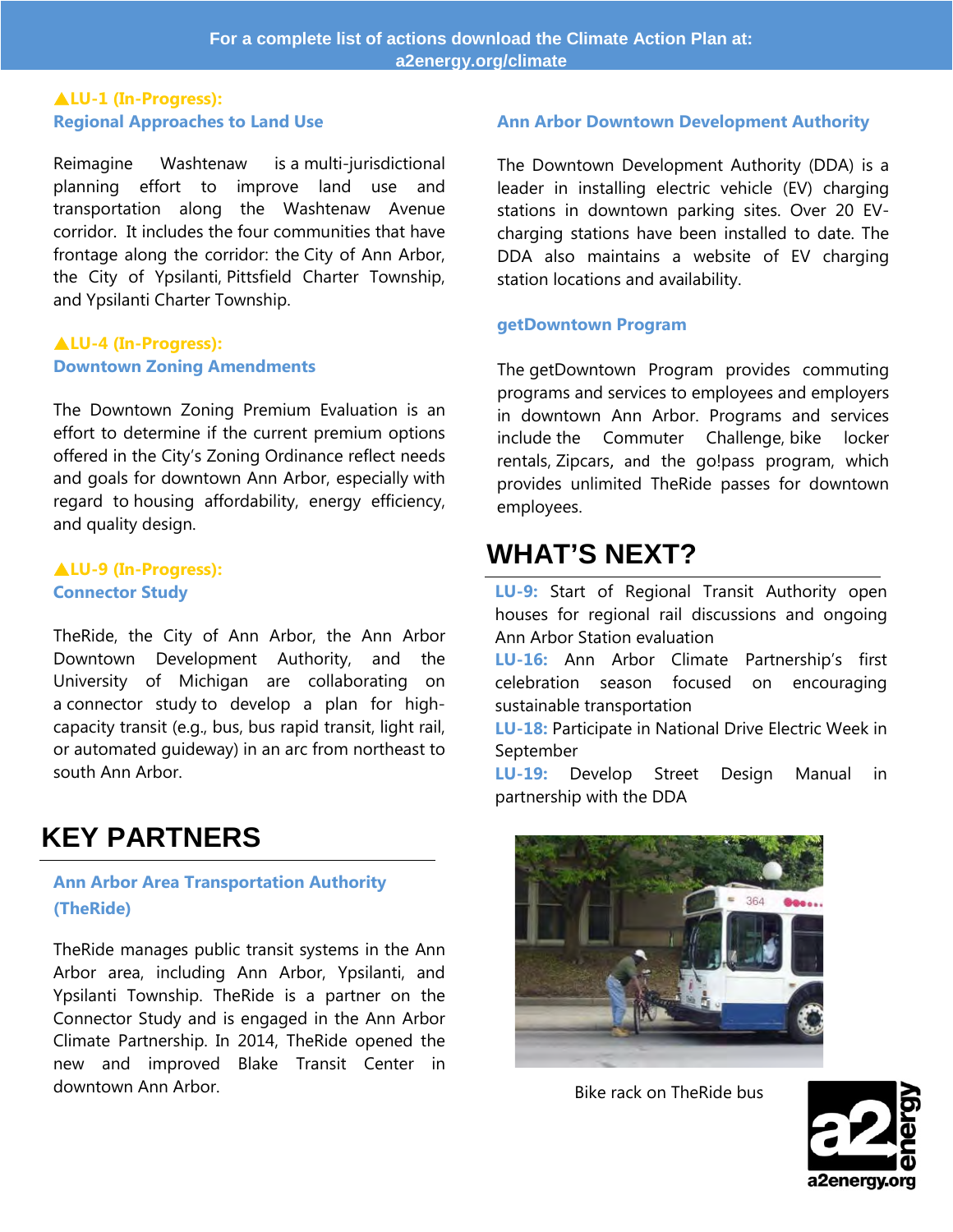For a complete list of actions download the Climate Action Plan at: a2energy.org/climate

### ▲LU-1 (In-Progress): Regional Approaches to Land Use

Reimagine Washtenaw is a multi-jurisdictional planning effort to improve land use and transportation along the Washtenaw Avenue corridor. It includes the four communities that have frontage along the corridor: the City of Ann Arbor, the City of Ypsilanti, Pittsfield Charter Township, and Ypsilanti Charter Township.

### ▲LU-4 (In-Progress): Downtown Zoning Amendments

The Downtown Zoning Premium Evaluation is an effort to determine if the current premium options offered in the City's Zoning Ordinance reflect needs and goals for downtown Ann Arbor, especially with regard to housing affordability, energy efficiency, and quality design.

### ▲LU-9 (In-Progress): Connector Study

TheRide, the City of Ann Arbor, the Ann Arbor Downtown Development Authority, and the University of Michigan are collaborating on a connector study to develop a plan for high-capacity transit (e.g., bus, bus rapid transit, light rail, or automated guideway) in an arc from northeast to south Ann Arbor.

## KEY PARTNERS

### Ann Arbor Area Transportation Authority (TheRide)

TheRide manages public transit systems in the Ann Arbor area, including Ann Arbor, Ypsilanti, and Ypsilanti Township. TheRide is a partner on the Connector Study and is engaged in the Ann Arbor Climate Partnership. In 2014, TheRide opened the new and improved Blake Transit Center in downtown Ann Arbor.

### Ann Arbor Downtown Development Authority

The Downtown Development Authority (DDA) is a leader in installing electric vehicle (EV) charging stations in downtown parking sites. Over 20 EV-charging stations have been installed to date. The DDA also maintains a website of EV charging station locations and availability.

### getDowntown Program

The getDowntown Program provides commuting programs and services to employees and employers in downtown Ann Arbor. Programs and services include the Commuter Challenge, bike locker rentals, Zipcars, and the go!pass program, which provides unlimited TheRide passes for downtown employees.

## WHAT'S NEXT?

**LU-9:** Start of Regional Transit Authority open houses for regional rail discussions and ongoing Ann Arbor Station evaluation
**LU-16:** Ann Arbor Climate Partnership's first celebration season focused on encouraging sustainable transportation
**LU-18:** Participate in National Drive Electric Week in September
**LU-19:** Develop Street Design Manual in partnership with the DDA

Bike rack on TheRide bus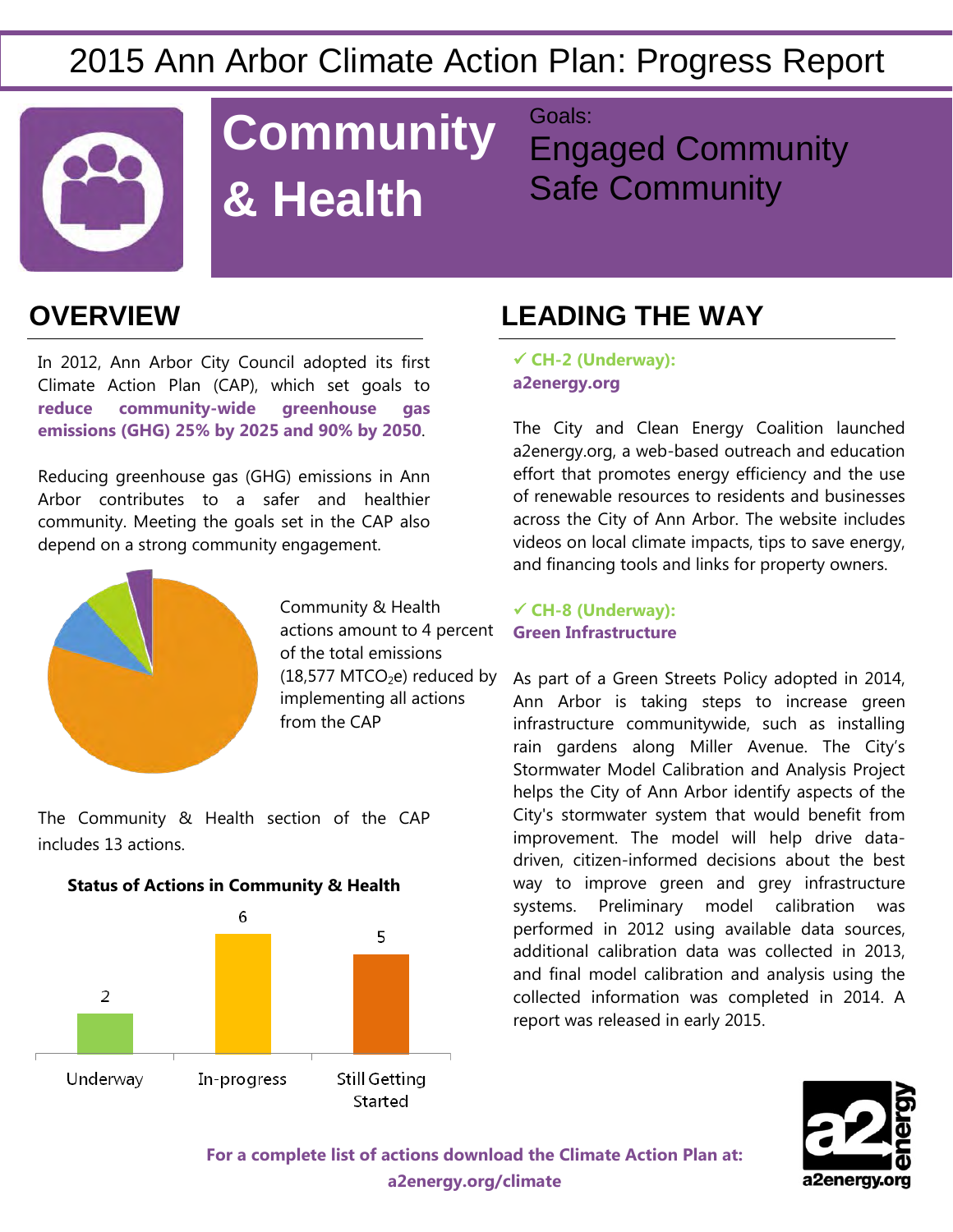# 2015 Ann Arbor Climate Action Plan: Progress Report

# Community & Health

Goals:
Engaged Community
Safe Community

## OVERVIEW

In 2012, Ann Arbor City Council adopted its first Climate Action Plan (CAP), which set goals to **reduce community-wide greenhouse gas emissions (GHG) 25% by 2025 and 90% by 2050**.

Reducing greenhouse gas (GHG) emissions in Ann Arbor contributes to a safer and healthier community. Meeting the goals set in the CAP also depend on a strong community engagement.

Community & Health actions amount to 4 percent of the total emissions (18,577 $MTCO_2e$) reduced by implementing all actions from the CAP

The Community & Health section of the CAP includes 13 actions.

**Status of Actions in Community & Health**

| Status | Number of Actions |
|---|---|
| Underway | 2 |
| In-progress | 6 |
| Still Getting Started | 5 |

## LEADING THE WAY

**✓ CH-2 (Underway): a2energy.org**

The City and Clean Energy Coalition launched a2energy.org, a web-based outreach and education effort that promotes energy efficiency and the use of renewable resources to residents and businesses across the City of Ann Arbor. The website includes videos on local climate impacts, tips to save energy, and financing tools and links for property owners.

**✓ CH-8 (Underway): Green Infrastructure**

As part of a Green Streets Policy adopted in 2014, Ann Arbor is taking steps to increase green infrastructure communitywide, such as installing rain gardens along Miller Avenue. The City's Stormwater Model Calibration and Analysis Project helps the City of Ann Arbor identify aspects of the City's stormwater system that would benefit from improvement. The model will help drive data-driven, citizen-informed decisions about the best way to improve green and grey infrastructure systems. Preliminary model calibration was performed in 2012 using available data sources, additional calibration data was collected in 2013, and final model calibration and analysis using the collected information was completed in 2014. A report was released in early 2015.

**For a complete list of actions download the Climate Action Plan at: a2energy.org/climate**

a2energy.org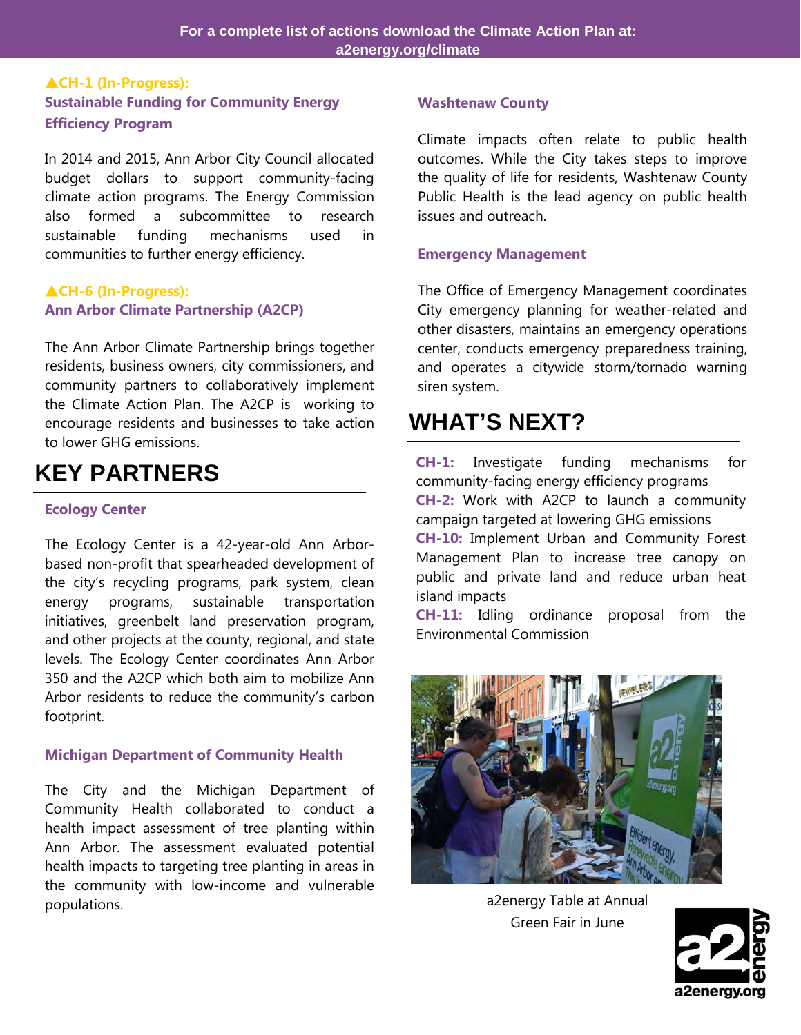For a complete list of actions download the Climate Action Plan at: a2energy.org/climate

### ▲CH-1 (In-Progress): Sustainable Funding for Community Energy Efficiency Program

In 2014 and 2015, Ann Arbor City Council allocated budget dollars to support community-facing climate action programs. The Energy Commission also formed a subcommittee to research sustainable funding mechanisms used in communities to further energy efficiency.

### ▲CH-6 (In-Progress): Ann Arbor Climate Partnership (A2CP)

The Ann Arbor Climate Partnership brings together residents, business owners, city commissioners, and community partners to collaboratively implement the Climate Action Plan. The A2CP is working to encourage residents and businesses to take action to lower GHG emissions.

## KEY PARTNERS

### Ecology Center

The Ecology Center is a 42-year-old Ann Arbor-based non-profit that spearheaded development of the city's recycling programs, park system, clean energy programs, sustainable transportation initiatives, greenbelt land preservation program, and other projects at the county, regional, and state levels. The Ecology Center coordinates Ann Arbor 350 and the A2CP which both aim to mobilize Ann Arbor residents to reduce the community's carbon footprint.

### Michigan Department of Community Health

The City and the Michigan Department of Community Health collaborated to conduct a health impact assessment of tree planting within Ann Arbor. The assessment evaluated potential health impacts to targeting tree planting in areas in the community with low-income and vulnerable populations.

### Washtenaw County

Climate impacts often relate to public health outcomes. While the City takes steps to improve the quality of life for residents, Washtenaw County Public Health is the lead agency on public health issues and outreach.

### Emergency Management

The Office of Emergency Management coordinates City emergency planning for weather-related and other disasters, maintains an emergency operations center, conducts emergency preparedness training, and operates a citywide storm/tornado warning siren system.

## WHAT'S NEXT?

**CH-1:** Investigate funding mechanisms for community-facing energy efficiency programs
**CH-2:** Work with A2CP to launch a community campaign targeted at lowering GHG emissions
**CH-10:** Implement Urban and Community Forest Management Plan to increase tree canopy on public and private land and reduce urban heat island impacts
**CH-11:** Idling ordinance proposal from the Environmental Commission

a2energy Table at Annual Green Fair in June

a2energy.org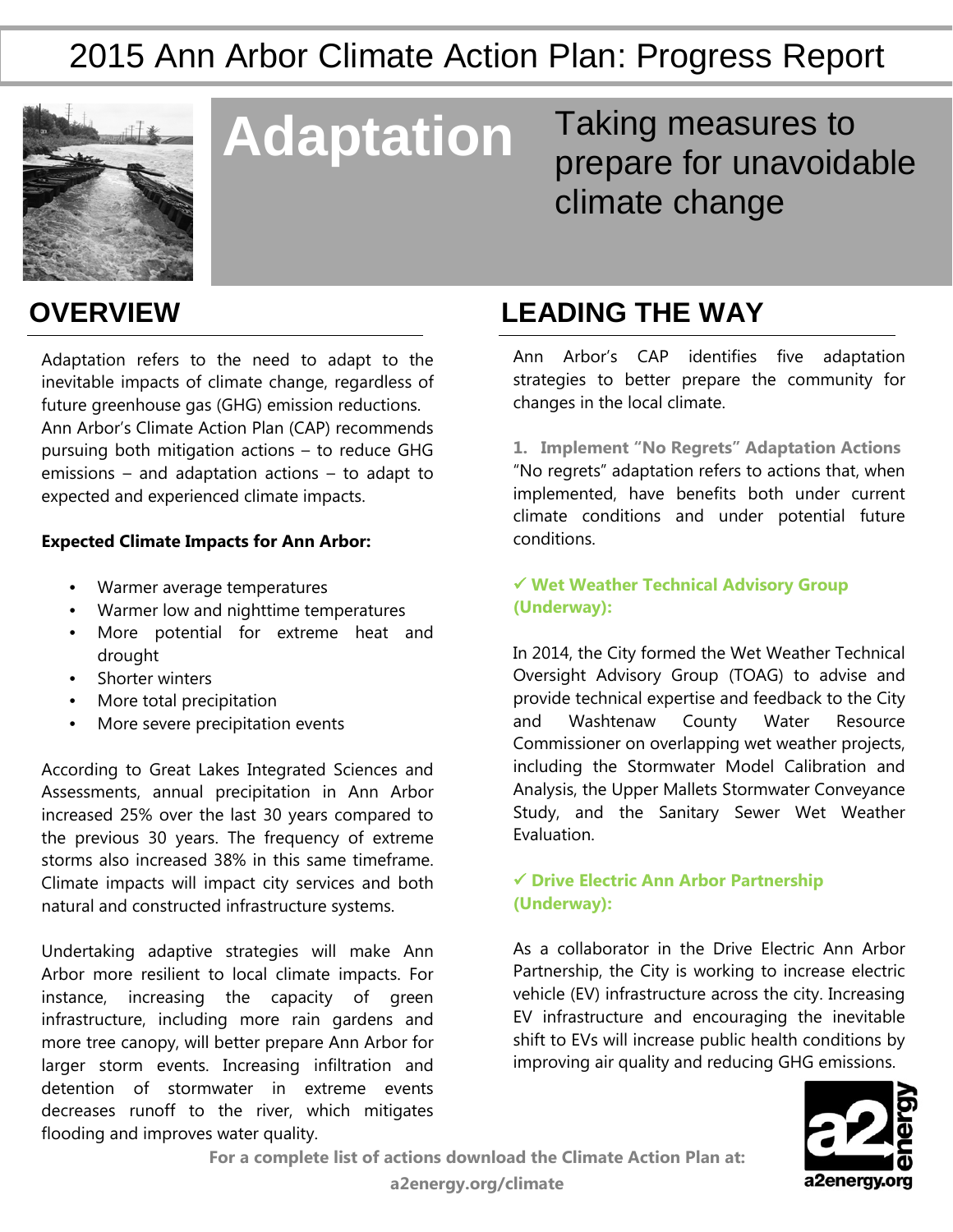# 2015 Ann Arbor Climate Action Plan: Progress Report

# Adaptation

Taking measures to prepare for unavoidable climate change

## OVERVIEW

Adaptation refers to the need to adapt to the inevitable impacts of climate change, regardless of future greenhouse gas (GHG) emission reductions. Ann Arbor's Climate Action Plan (CAP) recommends pursuing both mitigation actions – to reduce GHG emissions – and adaptation actions – to adapt to expected and experienced climate impacts.

**Expected Climate Impacts for Ann Arbor:**

- Warmer average temperatures
- Warmer low and nighttime temperatures
- More potential for extreme heat and drought
- Shorter winters
- More total precipitation
- More severe precipitation events

According to Great Lakes Integrated Sciences and Assessments, annual precipitation in Ann Arbor increased 25% over the last 30 years compared to the previous 30 years. The frequency of extreme storms also increased 38% in this same timeframe. Climate impacts will impact city services and both natural and constructed infrastructure systems.

Undertaking adaptive strategies will make Ann Arbor more resilient to local climate impacts. For instance, increasing the capacity of green infrastructure, including more rain gardens and more tree canopy, will better prepare Ann Arbor for larger storm events. Increasing infiltration and detention of stormwater in extreme events decreases runoff to the river, which mitigates flooding and improves water quality.

## LEADING THE WAY

Ann Arbor's CAP identifies five adaptation strategies to better prepare the community for changes in the local climate.

**1. Implement "No Regrets" Adaptation Actions**

"No regrets" adaptation refers to actions that, when implemented, have benefits both under current climate conditions and under potential future conditions.

**✓ Wet Weather Technical Advisory Group (Underway):**

In 2014, the City formed the Wet Weather Technical Oversight Advisory Group (TOAG) to advise and provide technical expertise and feedback to the City and Washtenaw County Water Resource Commissioner on overlapping wet weather projects, including the Stormwater Model Calibration and Analysis, the Upper Mallets Stormwater Conveyance Study, and the Sanitary Sewer Wet Weather Evaluation.

**✓ Drive Electric Ann Arbor Partnership (Underway):**

As a collaborator in the Drive Electric Ann Arbor Partnership, the City is working to increase electric vehicle (EV) infrastructure across the city. Increasing EV infrastructure and encouraging the inevitable shift to EVs will increase public health conditions by improving air quality and reducing GHG emissions.

**For a complete list of actions download the Climate Action Plan at: a2energy.org/climate**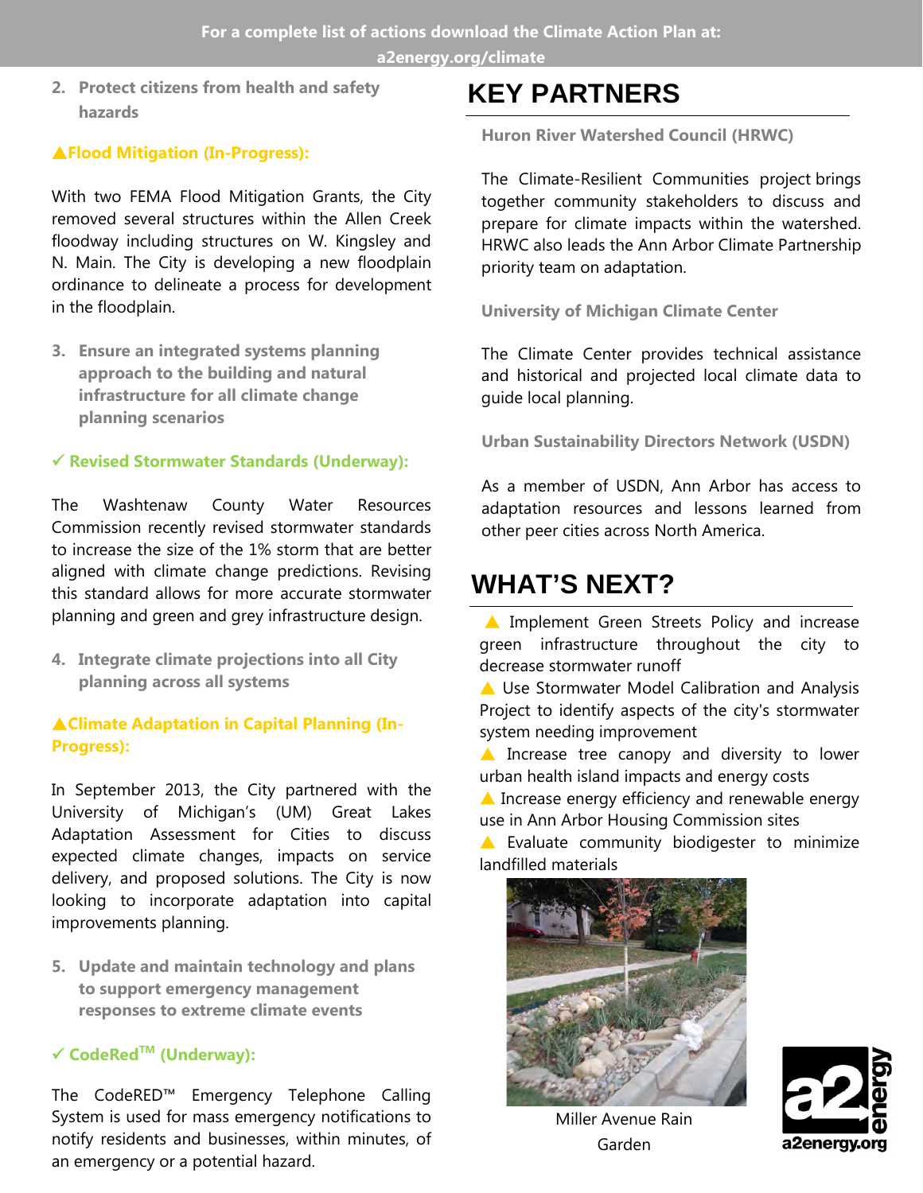For a complete list of actions download the Climate Action Plan at: a2energy.org/climate

2. **Protect citizens from health and safety hazards**

**▲Flood Mitigation (In-Progress):**

With two FEMA Flood Mitigation Grants, the City removed several structures within the Allen Creek floodway including structures on W. Kingsley and N. Main. The City is developing a new floodplain ordinance to delineate a process for development in the floodplain.

3. **Ensure an integrated systems planning approach to the building and natural infrastructure for all climate change planning scenarios**

**✓ Revised Stormwater Standards (Underway):**

The Washtenaw County Water Resources Commission recently revised stormwater standards to increase the size of the 1% storm that are better aligned with climate change predictions. Revising this standard allows for more accurate stormwater planning and green and grey infrastructure design.

4. **Integrate climate projections into all City planning across all systems**

**▲Climate Adaptation in Capital Planning (In-Progress):**

In September 2013, the City partnered with the University of Michigan's (UM) Great Lakes Adaptation Assessment for Cities to discuss expected climate changes, impacts on service delivery, and proposed solutions. The City is now looking to incorporate adaptation into capital improvements planning.

5. **Update and maintain technology and plans to support emergency management responses to extreme climate events**

**✓ CodeRed™ (Underway):**

The CodeRED™ Emergency Telephone Calling System is used for mass emergency notifications to notify residents and businesses, within minutes, of an emergency or a potential hazard.

## KEY PARTNERS

**Huron River Watershed Council (HRWC)**

The Climate-Resilient Communities project brings together community stakeholders to discuss and prepare for climate impacts within the watershed. HRWC also leads the Ann Arbor Climate Partnership priority team on adaptation.

**University of Michigan Climate Center**

The Climate Center provides technical assistance and historical and projected local climate data to guide local planning.

**Urban Sustainability Directors Network (USDN)**

As a member of USDN, Ann Arbor has access to adaptation resources and lessons learned from other peer cities across North America.

## WHAT'S NEXT?

▲ Implement Green Streets Policy and increase green infrastructure throughout the city to decrease stormwater runoff
▲ Use Stormwater Model Calibration and Analysis Project to identify aspects of the city's stormwater system needing improvement
▲ Increase tree canopy and diversity to lower urban health island impacts and energy costs
▲ Increase energy efficiency and renewable energy use in Ann Arbor Housing Commission sites
▲ Evaluate community biodigester to minimize landfilled materials

Miller Avenue Rain Garden

a2energy.org